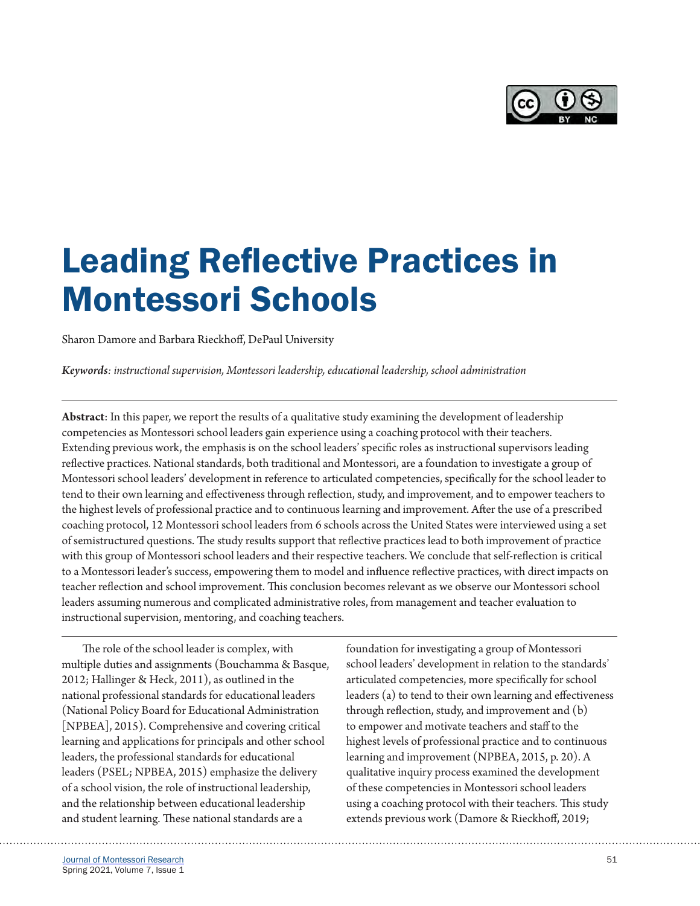# Leading Reflective Practices in Montessori Schools

Sharon Damore and Barbara Rieckhoff, DePaul University

***Keywords**: instructional supervision, Montessori leadership, educational leadership, school administration*

**Abstract**: In this paper, we report the results of a qualitative study examining the development of leadership competencies as Montessori school leaders gain experience using a coaching protocol with their teachers. Extending previous work, the emphasis is on the school leaders' specific roles as instructional supervisors leading reflective practices. National standards, both traditional and Montessori, are a foundation to investigate a group of Montessori school leaders' development in reference to articulated competencies, specifically for the school leader to tend to their own learning and effectiveness through reflection, study, and improvement, and to empower teachers to the highest levels of professional practice and to continuous learning and improvement. After the use of a prescribed coaching protocol, 12 Montessori school leaders from 6 schools across the United States were interviewed using a set of semistructured questions. The study results support that reflective practices lead to both improvement of practice with this group of Montessori school leaders and their respective teachers. We conclude that self-reflection is critical to a Montessori leader's success, empowering them to model and influence reflective practices, with direct impacts on teacher reflection and school improvement. This conclusion becomes relevant as we observe our Montessori school leaders assuming numerous and complicated administrative roles, from management and teacher evaluation to instructional supervision, mentoring, and coaching teachers.

---

The role of the school leader is complex, with multiple duties and assignments (Bouchamma & Basque, 2012; Hallinger & Heck, 2011), as outlined in the national professional standards for educational leaders (National Policy Board for Educational Administration [NPBEA], 2015). Comprehensive and covering critical learning and applications for principals and other school leaders, the professional standards for educational leaders (PSEL; NPBEA, 2015) emphasize the delivery of a school vision, the role of instructional leadership, and the relationship between educational leadership and student learning. These national standards are a foundation for investigating a group of Montessori school leaders' development in relation to the standards' articulated competencies, more specifically for school leaders (a) to tend to their own learning and effectiveness through reflection, study, and improvement and (b) to empower and motivate teachers and staff to the highest levels of professional practice and to continuous learning and improvement (NPBEA, 2015, p. 20). A qualitative inquiry process examined the development of these competencies in Montessori school leaders using a coaching protocol with their teachers. This study extends previous work (Damore & Rieckhoff, 2019;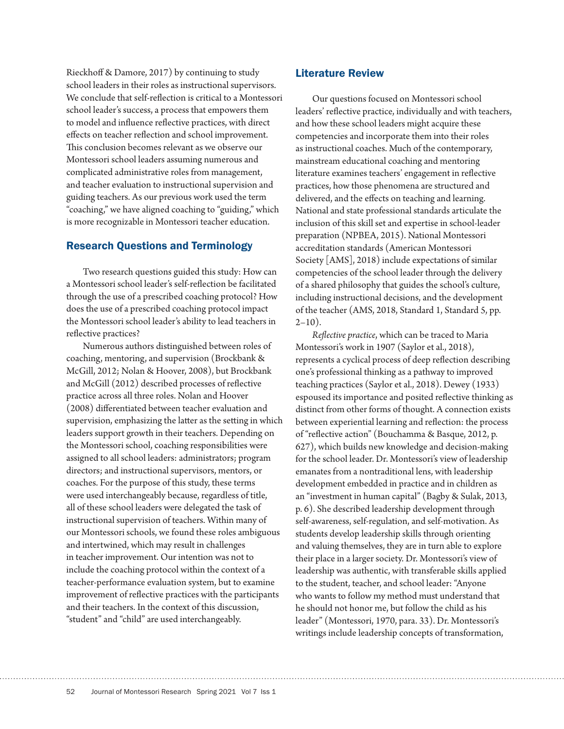Rieckhoff & Damore, 2017) by continuing to study school leaders in their roles as instructional supervisors. We conclude that self-reflection is critical to a Montessori school leader's success, a process that empowers them to model and influence reflective practices, with direct effects on teacher reflection and school improvement. This conclusion becomes relevant as we observe our Montessori school leaders assuming numerous and complicated administrative roles from management, and teacher evaluation to instructional supervision and guiding teachers. As our previous work used the term "coaching," we have aligned coaching to "guiding," which is more recognizable in Montessori teacher education.

## Research Questions and Terminology

Two research questions guided this study: How can a Montessori school leader's self-reflection be facilitated through the use of a prescribed coaching protocol? How does the use of a prescribed coaching protocol impact the Montessori school leader's ability to lead teachers in reflective practices?

Numerous authors distinguished between roles of coaching, mentoring, and supervision (Brockbank & McGill, 2012; Nolan & Hoover, 2008), but Brockbank and McGill (2012) described processes of reflective practice across all three roles. Nolan and Hoover (2008) differentiated between teacher evaluation and supervision, emphasizing the latter as the setting in which leaders support growth in their teachers. Depending on the Montessori school, coaching responsibilities were assigned to all school leaders: administrators; program directors; and instructional supervisors, mentors, or coaches. For the purpose of this study, these terms were used interchangeably because, regardless of title, all of these school leaders were delegated the task of instructional supervision of teachers. Within many of our Montessori schools, we found these roles ambiguous and intertwined, which may result in challenges in teacher improvement. Our intention was not to include the coaching protocol within the context of a teacher-performance evaluation system, but to examine improvement of reflective practices with the participants and their teachers. In the context of this discussion, "student" and "child" are used interchangeably.

## Literature Review

Our questions focused on Montessori school leaders' reflective practice, individually and with teachers, and how these school leaders might acquire these competencies and incorporate them into their roles as instructional coaches. Much of the contemporary, mainstream educational coaching and mentoring literature examines teachers' engagement in reflective practices, how those phenomena are structured and delivered, and the effects on teaching and learning. National and state professional standards articulate the inclusion of this skill set and expertise in school-leader preparation (NPBEA, 2015). National Montessori accreditation standards (American Montessori Society [AMS], 2018) include expectations of similar competencies of the school leader through the delivery of a shared philosophy that guides the school's culture, including instructional decisions, and the development of the teacher (AMS, 2018, Standard 1, Standard 5, pp. 2–10).

*Reflective practice*, which can be traced to Maria Montessori's work in 1907 (Saylor et al., 2018), represents a cyclical process of deep reflection describing one's professional thinking as a pathway to improved teaching practices (Saylor et al., 2018). Dewey (1933) espoused its importance and posited reflective thinking as distinct from other forms of thought. A connection exists between experiential learning and reflection: the process of "reflective action" (Bouchamma & Basque, 2012, p. 627), which builds new knowledge and decision-making for the school leader. Dr. Montessori's view of leadership emanates from a nontraditional lens, with leadership development embedded in practice and in children as an "investment in human capital" (Bagby & Sulak, 2013, p. 6). She described leadership development through self-awareness, self-regulation, and self-motivation. As students develop leadership skills through orienting and valuing themselves, they are in turn able to explore their place in a larger society. Dr. Montessori's view of leadership was authentic, with transferable skills applied to the student, teacher, and school leader: "Anyone who wants to follow my method must understand that he should not honor me, but follow the child as his leader" (Montessori, 1970, para. 33). Dr. Montessori's writings include leadership concepts of transformation,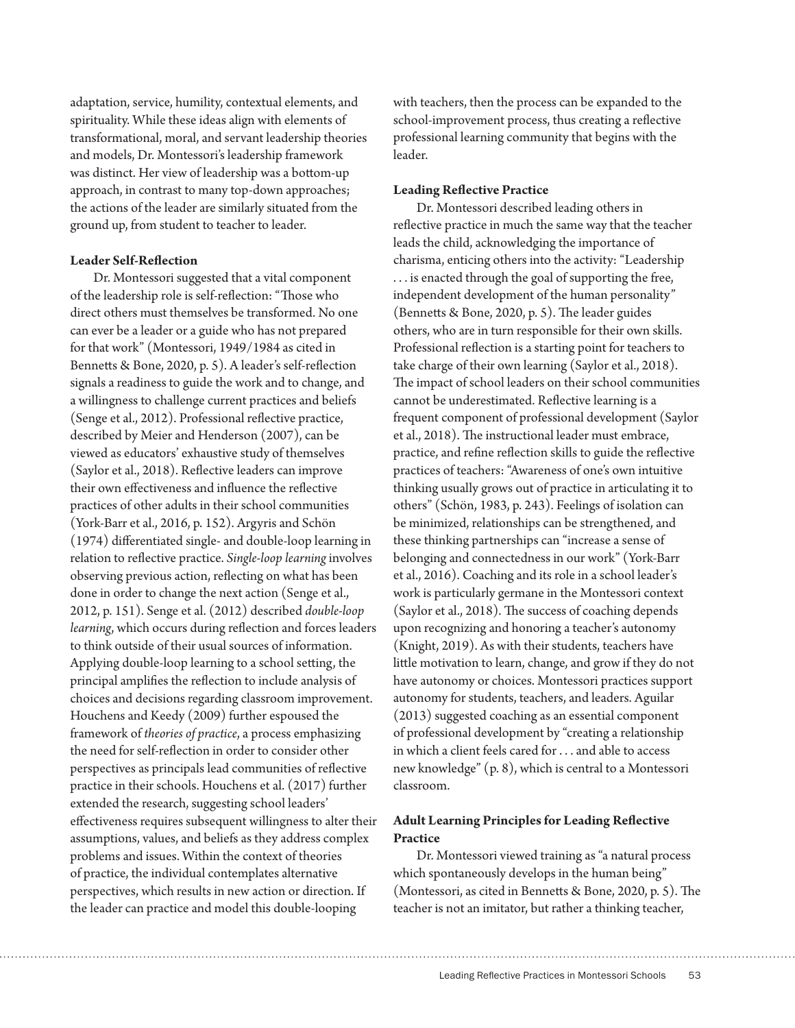adaptation, service, humility, contextual elements, and spirituality. While these ideas align with elements of transformational, moral, and servant leadership theories and models, Dr. Montessori's leadership framework was distinct. Her view of leadership was a bottom-up approach, in contrast to many top-down approaches; the actions of the leader are similarly situated from the ground up, from student to teacher to leader.

### Leader Self-Reflection

Dr. Montessori suggested that a vital component of the leadership role is self-reflection: "Those who direct others must themselves be transformed. No one can ever be a leader or a guide who has not prepared for that work" (Montessori, 1949/1984 as cited in Bennetts & Bone, 2020, p. 5). A leader's self-reflection signals a readiness to guide the work and to change, and a willingness to challenge current practices and beliefs (Senge et al., 2012). Professional reflective practice, described by Meier and Henderson (2007), can be viewed as educators' exhaustive study of themselves (Saylor et al., 2018). Reflective leaders can improve their own effectiveness and influence the reflective practices of other adults in their school communities (York-Barr et al., 2016, p. 152). Argyris and Schön (1974) differentiated single- and double-loop learning in relation to reflective practice. *Single-loop learning* involves observing previous action, reflecting on what has been done in order to change the next action (Senge et al., 2012, p. 151). Senge et al. (2012) described *double-loop learning*, which occurs during reflection and forces leaders to think outside of their usual sources of information. Applying double-loop learning to a school setting, the principal amplifies the reflection to include analysis of choices and decisions regarding classroom improvement. Houchens and Keedy (2009) further espoused the framework of *theories of practice*, a process emphasizing the need for self-reflection in order to consider other perspectives as principals lead communities of reflective practice in their schools. Houchens et al. (2017) further extended the research, suggesting school leaders' effectiveness requires subsequent willingness to alter their assumptions, values, and beliefs as they address complex problems and issues. Within the context of theories of practice, the individual contemplates alternative perspectives, which results in new action or direction. If the leader can practice and model this double-looping with teachers, then the process can be expanded to the school-improvement process, thus creating a reflective professional learning community that begins with the leader.

### Leading Reflective Practice

Dr. Montessori described leading others in reflective practice in much the same way that the teacher leads the child, acknowledging the importance of charisma, enticing others into the activity: "Leadership . . . is enacted through the goal of supporting the free, independent development of the human personality" (Bennetts & Bone, 2020, p. 5). The leader guides others, who are in turn responsible for their own skills. Professional reflection is a starting point for teachers to take charge of their own learning (Saylor et al., 2018). The impact of school leaders on their school communities cannot be underestimated. Reflective learning is a frequent component of professional development (Saylor et al., 2018). The instructional leader must embrace, practice, and refine reflection skills to guide the reflective practices of teachers: "Awareness of one's own intuitive thinking usually grows out of practice in articulating it to others" (Schön, 1983, p. 243). Feelings of isolation can be minimized, relationships can be strengthened, and these thinking partnerships can "increase a sense of belonging and connectedness in our work" (York-Barr et al., 2016). Coaching and its role in a school leader's work is particularly germane in the Montessori context (Saylor et al., 2018). The success of coaching depends upon recognizing and honoring a teacher's autonomy (Knight, 2019). As with their students, teachers have little motivation to learn, change, and grow if they do not have autonomy or choices. Montessori practices support autonomy for students, teachers, and leaders. Aguilar (2013) suggested coaching as an essential component of professional development by "creating a relationship in which a client feels cared for . . . and able to access new knowledge" (p. 8), which is central to a Montessori classroom.

### Adult Learning Principles for Leading Reflective Practice

Dr. Montessori viewed training as "a natural process which spontaneously develops in the human being" (Montessori, as cited in Bennetts & Bone, 2020, p. 5). The teacher is not an imitator, but rather a thinking teacher,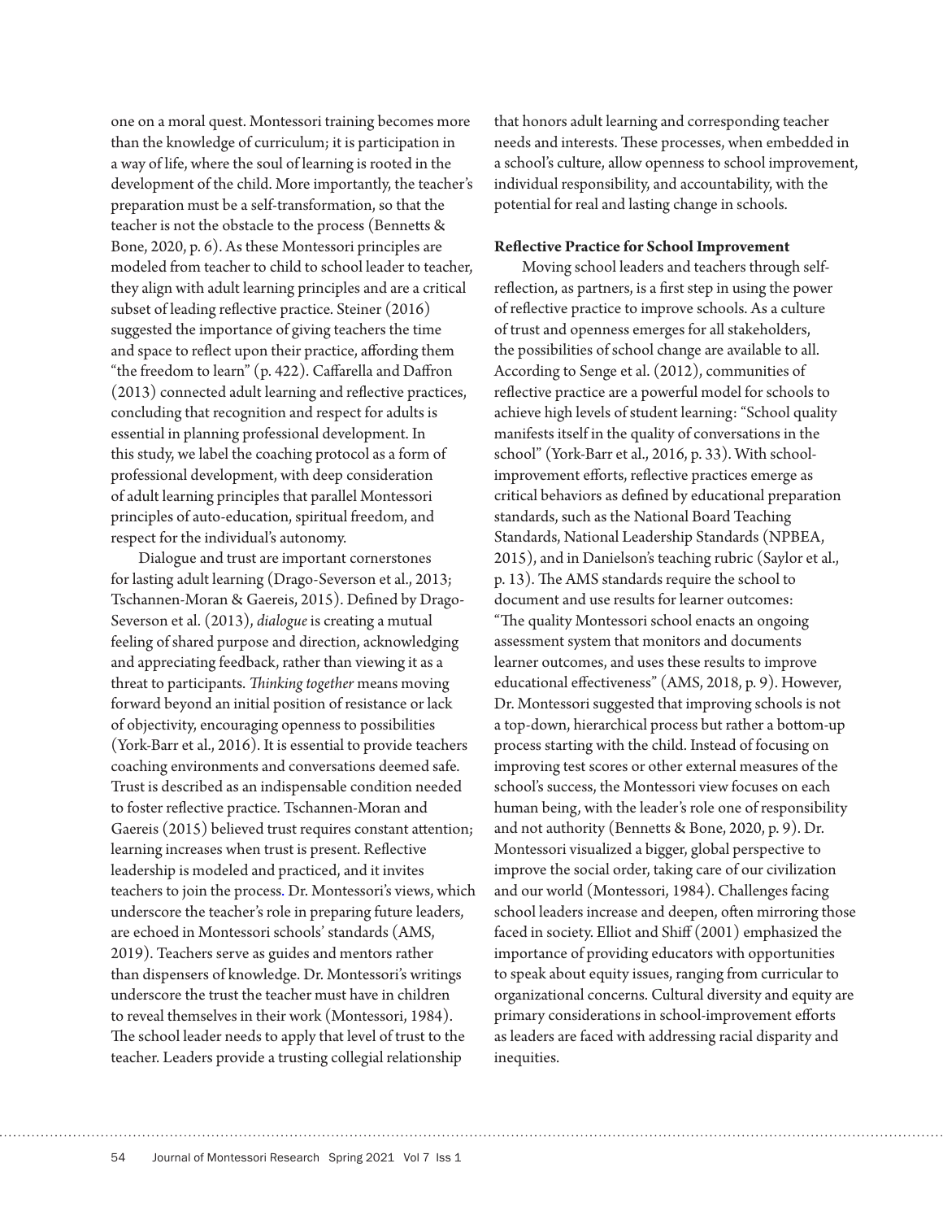one on a moral quest. Montessori training becomes more than the knowledge of curriculum; it is participation in a way of life, where the soul of learning is rooted in the development of the child. More importantly, the teacher's preparation must be a self-transformation, so that the teacher is not the obstacle to the process (Bennetts & Bone, 2020, p. 6). As these Montessori principles are modeled from teacher to child to school leader to teacher, they align with adult learning principles and are a critical subset of leading reflective practice. Steiner (2016) suggested the importance of giving teachers the time and space to reflect upon their practice, affording them "the freedom to learn" (p. 422). Caffarella and Daffron (2013) connected adult learning and reflective practices, concluding that recognition and respect for adults is essential in planning professional development. In this study, we label the coaching protocol as a form of professional development, with deep consideration of adult learning principles that parallel Montessori principles of auto-education, spiritual freedom, and respect for the individual's autonomy.

Dialogue and trust are important cornerstones for lasting adult learning (Drago-Severson et al., 2013; Tschannen-Moran & Gaereis, 2015). Defined by Drago-Severson et al. (2013), *dialogue* is creating a mutual feeling of shared purpose and direction, acknowledging and appreciating feedback, rather than viewing it as a threat to participants. *Thinking together* means moving forward beyond an initial position of resistance or lack of objectivity, encouraging openness to possibilities (York-Barr et al., 2016). It is essential to provide teachers coaching environments and conversations deemed safe. Trust is described as an indispensable condition needed to foster reflective practice. Tschannen-Moran and Gaereis (2015) believed trust requires constant attention; learning increases when trust is present. Reflective leadership is modeled and practiced, and it invites teachers to join the process. Dr. Montessori's views, which underscore the teacher's role in preparing future leaders, are echoed in Montessori schools' standards (AMS, 2019). Teachers serve as guides and mentors rather than dispensers of knowledge. Dr. Montessori's writings underscore the trust the teacher must have in children to reveal themselves in their work (Montessori, 1984). The school leader needs to apply that level of trust to the teacher. Leaders provide a trusting collegial relationship that honors adult learning and corresponding teacher needs and interests. These processes, when embedded in a school's culture, allow openness to school improvement, individual responsibility, and accountability, with the potential for real and lasting change in schools.

**Reflective Practice for School Improvement**

Moving school leaders and teachers through self-reflection, as partners, is a first step in using the power of reflective practice to improve schools. As a culture of trust and openness emerges for all stakeholders, the possibilities of school change are available to all. According to Senge et al. (2012), communities of reflective practice are a powerful model for schools to achieve high levels of student learning: "School quality manifests itself in the quality of conversations in the school" (York-Barr et al., 2016, p. 33). With school-improvement efforts, reflective practices emerge as critical behaviors as defined by educational preparation standards, such as the National Board Teaching Standards, National Leadership Standards (NPBEA, 2015), and in Danielson's teaching rubric (Saylor et al., p. 13). The AMS standards require the school to document and use results for learner outcomes: "The quality Montessori school enacts an ongoing assessment system that monitors and documents learner outcomes, and uses these results to improve educational effectiveness" (AMS, 2018, p. 9). However, Dr. Montessori suggested that improving schools is not a top-down, hierarchical process but rather a bottom-up process starting with the child. Instead of focusing on improving test scores or other external measures of the school's success, the Montessori view focuses on each human being, with the leader's role one of responsibility and not authority (Bennetts & Bone, 2020, p. 9). Dr. Montessori visualized a bigger, global perspective to improve the social order, taking care of our civilization and our world (Montessori, 1984). Challenges facing school leaders increase and deepen, often mirroring those faced in society. Elliot and Shiff (2001) emphasized the importance of providing educators with opportunities to speak about equity issues, ranging from curricular to organizational concerns. Cultural diversity and equity are primary considerations in school-improvement efforts as leaders are faced with addressing racial disparity and inequities.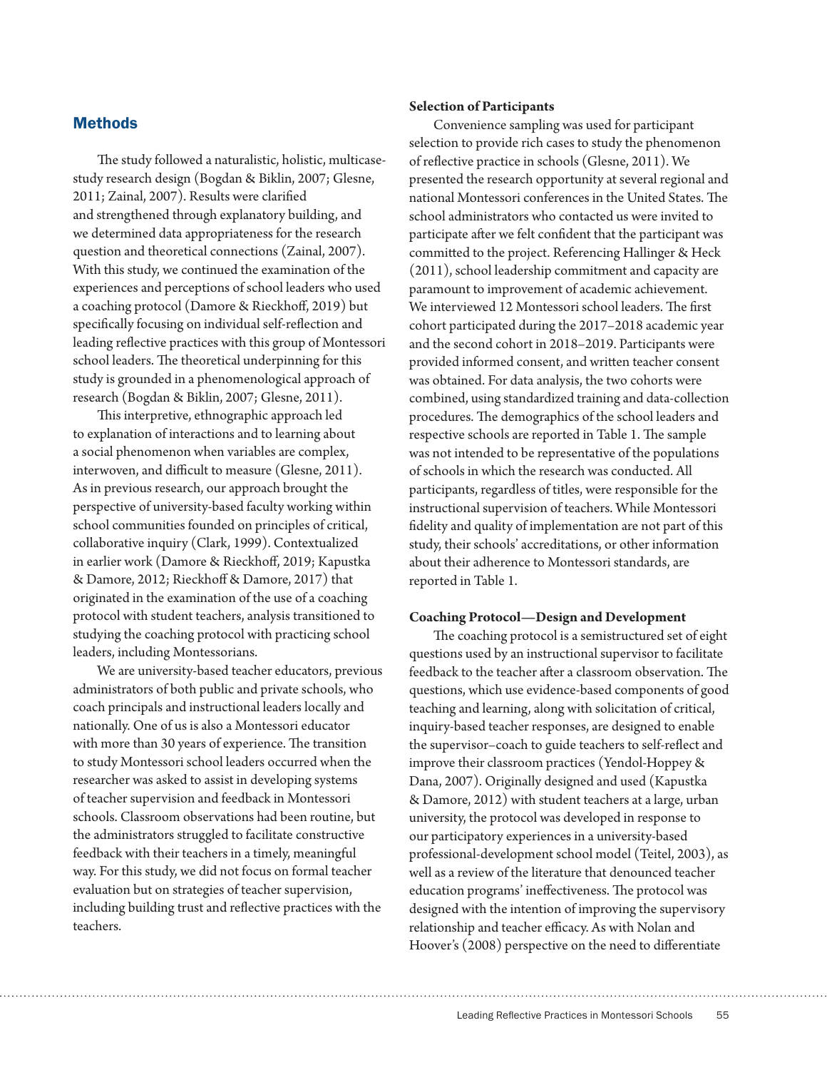## Methods

The study followed a naturalistic, holistic, multicase-study research design (Bogdan & Biklin, 2007; Glesne, 2011; Zainal, 2007). Results were clarified and strengthened through explanatory building, and we determined data appropriateness for the research question and theoretical connections (Zainal, 2007). With this study, we continued the examination of the experiences and perceptions of school leaders who used a coaching protocol (Damore & Rieckhoff, 2019) but specifically focusing on individual self-reflection and leading reflective practices with this group of Montessori school leaders. The theoretical underpinning for this study is grounded in a phenomenological approach of research (Bogdan & Biklin, 2007; Glesne, 2011).

This interpretive, ethnographic approach led to explanation of interactions and to learning about a social phenomenon when variables are complex, interwoven, and difficult to measure (Glesne, 2011). As in previous research, our approach brought the perspective of university-based faculty working within school communities founded on principles of critical, collaborative inquiry (Clark, 1999). Contextualized in earlier work (Damore & Rieckhoff, 2019; Kapustka & Damore, 2012; Rieckhoff & Damore, 2017) that originated in the examination of the use of a coaching protocol with student teachers, analysis transitioned to studying the coaching protocol with practicing school leaders, including Montessorians.

We are university-based teacher educators, previous administrators of both public and private schools, who coach principals and instructional leaders locally and nationally. One of us is also a Montessori educator with more than 30 years of experience. The transition to study Montessori school leaders occurred when the researcher was asked to assist in developing systems of teacher supervision and feedback in Montessori schools. Classroom observations had been routine, but the administrators struggled to facilitate constructive feedback with their teachers in a timely, meaningful way. For this study, we did not focus on formal teacher evaluation but on strategies of teacher supervision, including building trust and reflective practices with the teachers.

**Selection of Participants**

Convenience sampling was used for participant selection to provide rich cases to study the phenomenon of reflective practice in schools (Glesne, 2011). We presented the research opportunity at several regional and national Montessori conferences in the United States. The school administrators who contacted us were invited to participate after we felt confident that the participant was committed to the project. Referencing Hallinger & Heck (2011), school leadership commitment and capacity are paramount to improvement of academic achievement. We interviewed 12 Montessori school leaders. The first cohort participated during the 2017–2018 academic year and the second cohort in 2018–2019. Participants were provided informed consent, and written teacher consent was obtained. For data analysis, the two cohorts were combined, using standardized training and data-collection procedures. The demographics of the school leaders and respective schools are reported in Table 1. The sample was not intended to be representative of the populations of schools in which the research was conducted. All participants, regardless of titles, were responsible for the instructional supervision of teachers. While Montessori fidelity and quality of implementation are not part of this study, their schools' accreditations, or other information about their adherence to Montessori standards, are reported in Table 1.

**Coaching Protocol—Design and Development**

The coaching protocol is a semistructured set of eight questions used by an instructional supervisor to facilitate feedback to the teacher after a classroom observation. The questions, which use evidence-based components of good teaching and learning, along with solicitation of critical, inquiry-based teacher responses, are designed to enable the supervisor–coach to guide teachers to self-reflect and improve their classroom practices (Yendol-Hoppey & Dana, 2007). Originally designed and used (Kapustka & Damore, 2012) with student teachers at a large, urban university, the protocol was developed in response to our participatory experiences in a university-based professional-development school model (Teitel, 2003), as well as a review of the literature that denounced teacher education programs' ineffectiveness. The protocol was designed with the intention of improving the supervisory relationship and teacher efficacy. As with Nolan and Hoover's (2008) perspective on the need to differentiate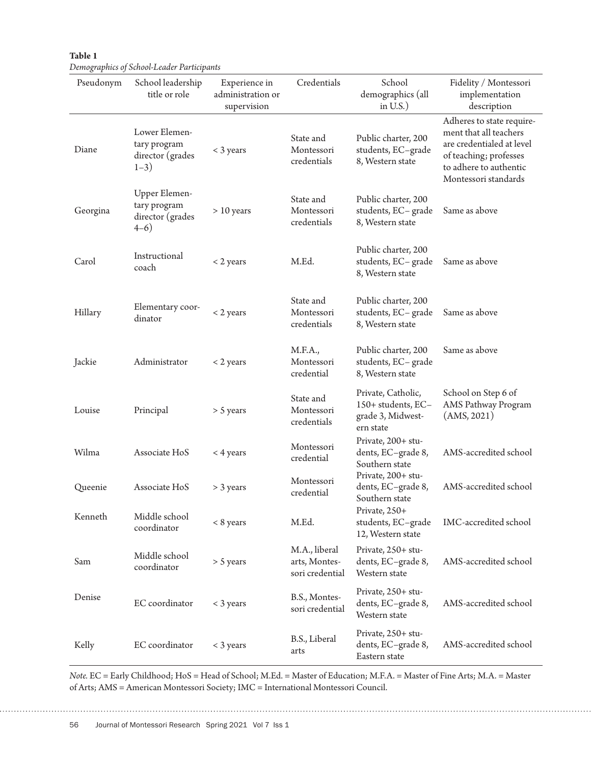**Table 1**
*Demographics of School-Leader Participants*

| Pseudonym | School leadership title or role | Experience in administration or supervision | Credentials | School demographics (all in U.S.) | Fidelity / Montessori implementation description |
|---|---|---|---|---|---|
| Diane | Lower Elementary program director (grades 1–3) | < 3 years | State and Montessori credentials | Public charter, 200 students, EC–grade 8, Western state | Adheres to state requirement that all teachers are credentialed at level of teaching; professes to adhere to authentic Montessori standards |
| Georgina | Upper Elementary program director (grades 4–6) | > 10 years | State and Montessori credentials | Public charter, 200 students, EC– grade 8, Western state | Same as above |
| Carol | Instructional coach | < 2 years | M.Ed. | Public charter, 200 students, EC– grade 8, Western state | Same as above |
| Hillary | Elementary coordinator | < 2 years | State and Montessori credentials | Public charter, 200 students, EC– grade 8, Western state | Same as above |
| Jackie | Administrator | < 2 years | M.F.A., Montessori credential | Public charter, 200 students, EC– grade 8, Western state | Same as above |
| Louise | Principal | > 5 years | State and Montessori credentials | Private, Catholic, 150+ students, EC–grade 3, Midwestern state | School on Step 6 of AMS Pathway Program (AMS, 2021) |
| Wilma | Associate HoS | < 4 years | Montessori credential | Private, 200+ students, EC–grade 8, Southern state | AMS-accredited school |
| Queenie | Associate HoS | > 3 years | Montessori credential | Private, 200+ students, EC–grade 8, Southern state | AMS-accredited school |
| Kenneth | Middle school coordinator | < 8 years | M.Ed. | Private, 250+ students, EC–grade 12, Western state | IMC-accredited school |
| Sam | Middle school coordinator | > 5 years | M.A., liberal arts, Montessori credential | Private, 250+ students, EC–grade 8, Western state | AMS-accredited school |
| Denise | EC coordinator | < 3 years | B.S., Montessori credential | Private, 250+ students, EC–grade 8, Western state | AMS-accredited school |
| Kelly | EC coordinator | < 3 years | B.S., Liberal arts | Private, 250+ students, EC–grade 8, Eastern state | AMS-accredited school |

*Note.* EC = Early Childhood; HoS = Head of School; M.Ed. = Master of Education; M.F.A. = Master of Fine Arts; M.A. = Master of Arts; AMS = American Montessori Society; IMC = International Montessori Council.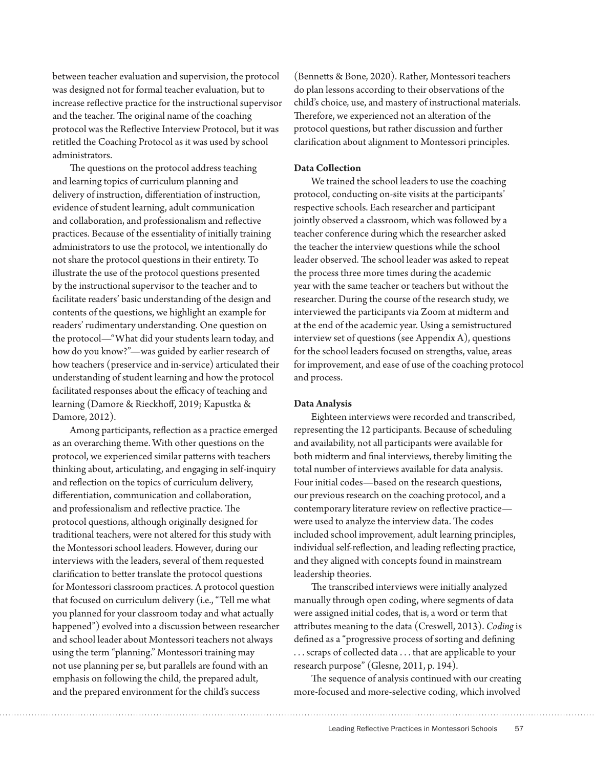between teacher evaluation and supervision, the protocol was designed not for formal teacher evaluation, but to increase reflective practice for the instructional supervisor and the teacher. The original name of the coaching protocol was the Reflective Interview Protocol, but it was retitled the Coaching Protocol as it was used by school administrators.

The questions on the protocol address teaching and learning topics of curriculum planning and delivery of instruction, differentiation of instruction, evidence of student learning, adult communication and collaboration, and professionalism and reflective practices. Because of the essentiality of initially training administrators to use the protocol, we intentionally do not share the protocol questions in their entirety. To illustrate the use of the protocol questions presented by the instructional supervisor to the teacher and to facilitate readers' basic understanding of the design and contents of the questions, we highlight an example for readers' rudimentary understanding. One question on the protocol—"What did your students learn today, and how do you know?"—was guided by earlier research of how teachers (preservice and in-service) articulated their understanding of student learning and how the protocol facilitated responses about the efficacy of teaching and learning (Damore & Rieckhoff, 2019; Kapustka & Damore, 2012).

Among participants, reflection as a practice emerged as an overarching theme. With other questions on the protocol, we experienced similar patterns with teachers thinking about, articulating, and engaging in self-inquiry and reflection on the topics of curriculum delivery, differentiation, communication and collaboration, and professionalism and reflective practice. The protocol questions, although originally designed for traditional teachers, were not altered for this study with the Montessori school leaders. However, during our interviews with the leaders, several of them requested clarification to better translate the protocol questions for Montessori classroom practices. A protocol question that focused on curriculum delivery (i.e., "Tell me what you planned for your classroom today and what actually happened") evolved into a discussion between researcher and school leader about Montessori teachers not always using the term "planning." Montessori training may not use planning per se, but parallels are found with an emphasis on following the child, the prepared adult, and the prepared environment for the child's success (Bennetts & Bone, 2020). Rather, Montessori teachers do plan lessons according to their observations of the child's choice, use, and mastery of instructional materials. Therefore, we experienced not an alteration of the protocol questions, but rather discussion and further clarification about alignment to Montessori principles.

### Data Collection

We trained the school leaders to use the coaching protocol, conducting on-site visits at the participants' respective schools. Each researcher and participant jointly observed a classroom, which was followed by a teacher conference during which the researcher asked the teacher the interview questions while the school leader observed. The school leader was asked to repeat the process three more times during the academic year with the same teacher or teachers but without the researcher. During the course of the research study, we interviewed the participants via Zoom at midterm and at the end of the academic year. Using a semistructured interview set of questions (see Appendix A), questions for the school leaders focused on strengths, value, areas for improvement, and ease of use of the coaching protocol and process.

### Data Analysis

Eighteen interviews were recorded and transcribed, representing the 12 participants. Because of scheduling and availability, not all participants were available for both midterm and final interviews, thereby limiting the total number of interviews available for data analysis. Four initial codes—based on the research questions, our previous research on the coaching protocol, and a contemporary literature review on reflective practice—were used to analyze the interview data. The codes included school improvement, adult learning principles, individual self-reflection, and leading reflecting practice, and they aligned with concepts found in mainstream leadership theories.

The transcribed interviews were initially analyzed manually through open coding, where segments of data were assigned initial codes, that is, a word or term that attributes meaning to the data (Creswell, 2013). *Coding* is defined as a "progressive process of sorting and defining . . . scraps of collected data . . . that are applicable to your research purpose" (Glesne, 2011, p. 194).

The sequence of analysis continued with our creating more-focused and more-selective coding, which involved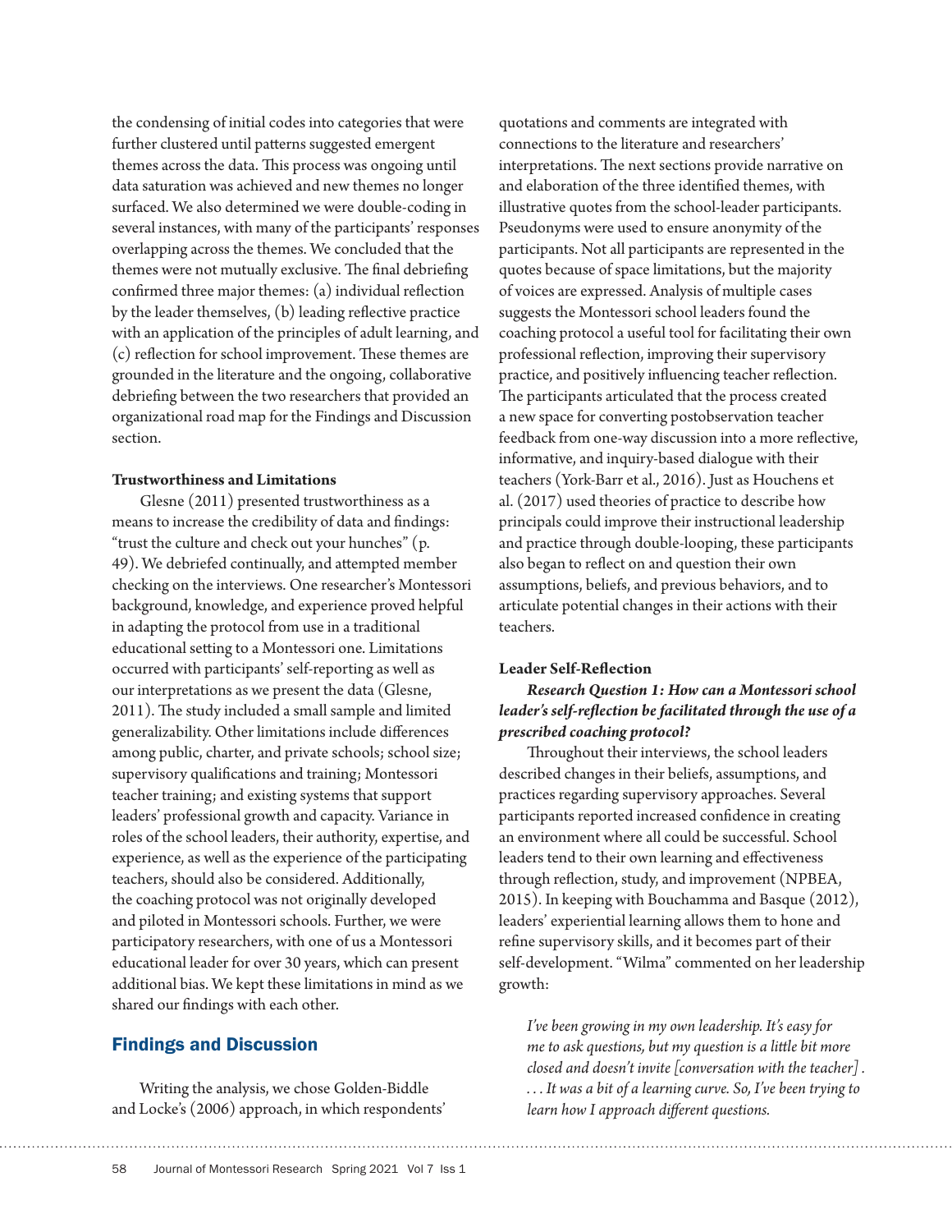the condensing of initial codes into categories that were further clustered until patterns suggested emergent themes across the data. This process was ongoing until data saturation was achieved and new themes no longer surfaced. We also determined we were double-coding in several instances, with many of the participants' responses overlapping across the themes. We concluded that the themes were not mutually exclusive. The final debriefing confirmed three major themes: (a) individual reflection by the leader themselves, (b) leading reflective practice with an application of the principles of adult learning, and (c) reflection for school improvement. These themes are grounded in the literature and the ongoing, collaborative debriefing between the two researchers that provided an organizational road map for the Findings and Discussion section.

**Trustworthiness and Limitations**

Glesne (2011) presented trustworthiness as a means to increase the credibility of data and findings: "trust the culture and check out your hunches" (p. 49). We debriefed continually, and attempted member checking on the interviews. One researcher's Montessori background, knowledge, and experience proved helpful in adapting the protocol from use in a traditional educational setting to a Montessori one. Limitations occurred with participants' self-reporting as well as our interpretations as we present the data (Glesne, 2011). The study included a small sample and limited generalizability. Other limitations include differences among public, charter, and private schools; school size; supervisory qualifications and training; Montessori teacher training; and existing systems that support leaders' professional growth and capacity. Variance in roles of the school leaders, their authority, expertise, and experience, as well as the experience of the participating teachers, should also be considered. Additionally, the coaching protocol was not originally developed and piloted in Montessori schools. Further, we were participatory researchers, with one of us a Montessori educational leader for over 30 years, which can present additional bias. We kept these limitations in mind as we shared our findings with each other.

## Findings and Discussion

Writing the analysis, we chose Golden-Biddle and Locke's (2006) approach, in which respondents' quotations and comments are integrated with connections to the literature and researchers' interpretations. The next sections provide narrative on and elaboration of the three identified themes, with illustrative quotes from the school-leader participants. Pseudonyms were used to ensure anonymity of the participants. Not all participants are represented in the quotes because of space limitations, but the majority of voices are expressed. Analysis of multiple cases suggests the Montessori school leaders found the coaching protocol a useful tool for facilitating their own professional reflection, improving their supervisory practice, and positively influencing teacher reflection. The participants articulated that the process created a new space for converting postobservation teacher feedback from one-way discussion into a more reflective, informative, and inquiry-based dialogue with their teachers (York-Barr et al., 2016). Just as Houchens et al. (2017) used theories of practice to describe how principals could improve their instructional leadership and practice through double-looping, these participants also began to reflect on and question their own assumptions, beliefs, and previous behaviors, and to articulate potential changes in their actions with their teachers.

**Leader Self-Reflection**

***Research Question 1: How can a Montessori school leader's self-reflection be facilitated through the use of a prescribed coaching protocol?***

Throughout their interviews, the school leaders described changes in their beliefs, assumptions, and practices regarding supervisory approaches. Several participants reported increased confidence in creating an environment where all could be successful. School leaders tend to their own learning and effectiveness through reflection, study, and improvement (NPBEA, 2015). In keeping with Bouchamma and Basque (2012), leaders' experiential learning allows them to hone and refine supervisory skills, and it becomes part of their self-development. "Wilma" commented on her leadership growth:

> *I've been growing in my own leadership. It's easy for me to ask questions, but my question is a little bit more closed and doesn't invite [conversation with the teacher] . . . . It was a bit of a learning curve. So, I've been trying to learn how I approach different questions.*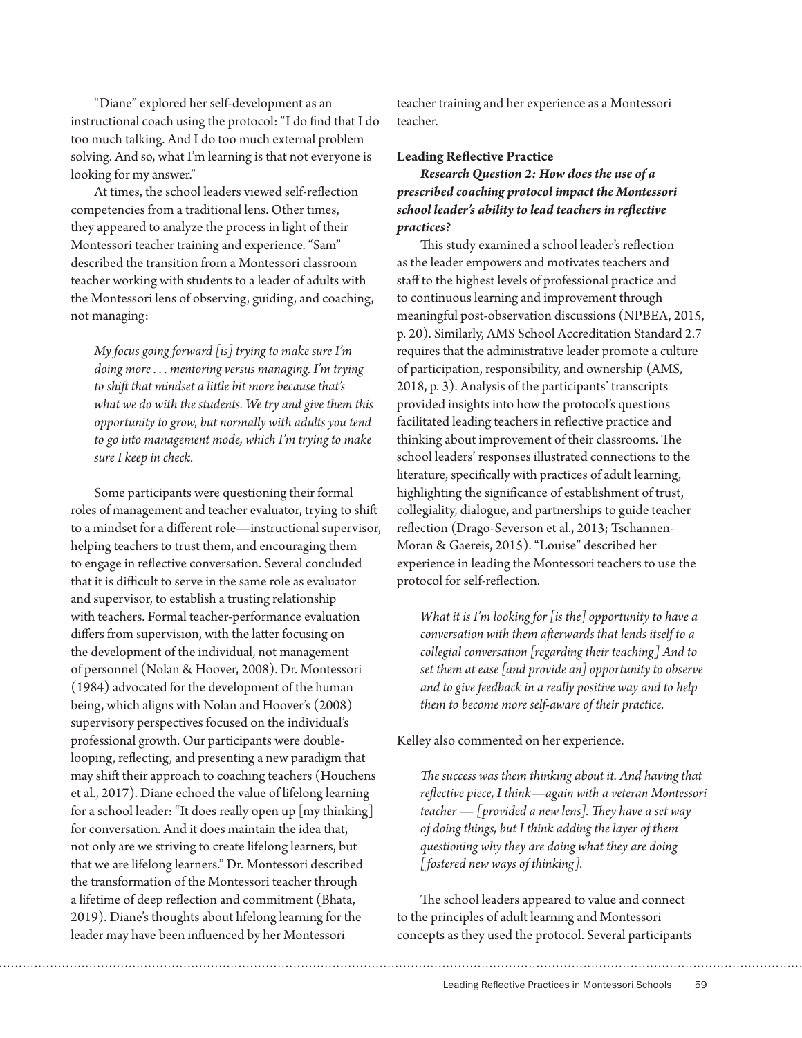"Diane" explored her self-development as an instructional coach using the protocol: "I do find that I do too much talking. And I do too much external problem solving. And so, what I'm learning is that not everyone is looking for my answer."

At times, the school leaders viewed self-reflection competencies from a traditional lens. Other times, they appeared to analyze the process in light of their Montessori teacher training and experience. "Sam" described the transition from a Montessori classroom teacher working with students to a leader of adults with the Montessori lens of observing, guiding, and coaching, not managing:

> *My focus going forward [is] trying to make sure I'm doing more . . . mentoring versus managing. I'm trying to shift that mindset a little bit more because that's what we do with the students. We try and give them this opportunity to grow, but normally with adults you tend to go into management mode, which I'm trying to make sure I keep in check.*

Some participants were questioning their formal roles of management and teacher evaluator, trying to shift to a mindset for a different role—instructional supervisor, helping teachers to trust them, and encouraging them to engage in reflective conversation. Several concluded that it is difficult to serve in the same role as evaluator and supervisor, to establish a trusting relationship with teachers. Formal teacher-performance evaluation differs from supervision, with the latter focusing on the development of the individual, not management of personnel (Nolan & Hoover, 2008). Dr. Montessori (1984) advocated for the development of the human being, which aligns with Nolan and Hoover's (2008) supervisory perspectives focused on the individual's professional growth. Our participants were double-looping, reflecting, and presenting a new paradigm that may shift their approach to coaching teachers (Houchens et al., 2017). Diane echoed the value of lifelong learning for a school leader: "It does really open up [my thinking] for conversation. And it does maintain the idea that, not only are we striving to create lifelong learners, but that we are lifelong learners." Dr. Montessori described the transformation of the Montessori teacher through a lifetime of deep reflection and commitment (Bhata, 2019). Diane's thoughts about lifelong learning for the leader may have been influenced by her Montessori teacher training and her experience as a Montessori teacher.

### Leading Reflective Practice

***Research Question 2: How does the use of a prescribed coaching protocol impact the Montessori school leader's ability to lead teachers in reflective practices?***

This study examined a school leader's reflection as the leader empowers and motivates teachers and staff to the highest levels of professional practice and to continuous learning and improvement through meaningful post-observation discussions (NPBEA, 2015, p. 20). Similarly, AMS School Accreditation Standard 2.7 requires that the administrative leader promote a culture of participation, responsibility, and ownership (AMS, 2018, p. 3). Analysis of the participants' transcripts provided insights into how the protocol's questions facilitated leading teachers in reflective practice and thinking about improvement of their classrooms. The school leaders' responses illustrated connections to the literature, specifically with practices of adult learning, highlighting the significance of establishment of trust, collegiality, dialogue, and partnerships to guide teacher reflection (Drago-Severson et al., 2013; Tschannen-Moran & Gaereis, 2015). "Louise" described her experience in leading the Montessori teachers to use the protocol for self-reflection.

> *What it is I'm looking for [is the] opportunity to have a conversation with them afterwards that lends itself to a collegial conversation [regarding their teaching] And to set them at ease [and provide an] opportunity to observe and to give feedback in a really positive way and to help them to become more self-aware of their practice.*

Kelley also commented on her experience.

> *The success was them thinking about it. And having that reflective piece, I think—again with a veteran Montessori teacher — [provided a new lens]. They have a set way of doing things, but I think adding the layer of them questioning why they are doing what they are doing [fostered new ways of thinking].*

The school leaders appeared to value and connect to the principles of adult learning and Montessori concepts as they used the protocol. Several participants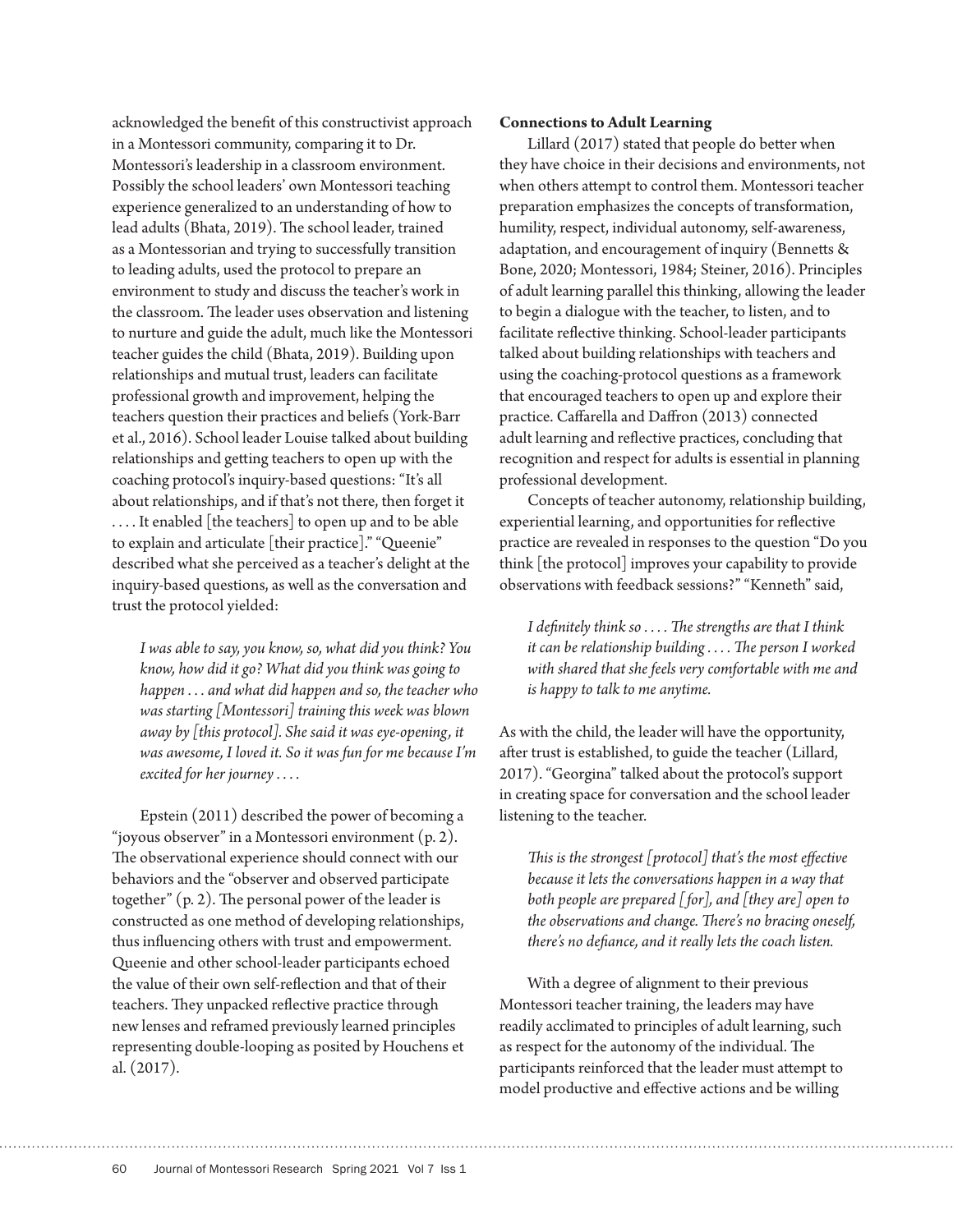acknowledged the benefit of this constructivist approach in a Montessori community, comparing it to Dr. Montessori's leadership in a classroom environment. Possibly the school leaders' own Montessori teaching experience generalized to an understanding of how to lead adults (Bhata, 2019). The school leader, trained as a Montessorian and trying to successfully transition to leading adults, used the protocol to prepare an environment to study and discuss the teacher's work in the classroom. The leader uses observation and listening to nurture and guide the adult, much like the Montessori teacher guides the child (Bhata, 2019). Building upon relationships and mutual trust, leaders can facilitate professional growth and improvement, helping the teachers question their practices and beliefs (York-Barr et al., 2016). School leader Louise talked about building relationships and getting teachers to open up with the coaching protocol's inquiry-based questions: "It's all about relationships, and if that's not there, then forget it . . . . It enabled [the teachers] to open up and to be able to explain and articulate [their practice]." "Queenie" described what she perceived as a teacher's delight at the inquiry-based questions, as well as the conversation and trust the protocol yielded:

> *I was able to say, you know, so, what did you think? You know, how did it go? What did you think was going to happen . . . and what did happen and so, the teacher who was starting [Montessori] training this week was blown away by [this protocol]. She said it was eye-opening, it was awesome, I loved it. So it was fun for me because I'm excited for her journey . . . .*

Epstein (2011) described the power of becoming a "joyous observer" in a Montessori environment (p. 2). The observational experience should connect with our behaviors and the "observer and observed participate together" (p. 2). The personal power of the leader is constructed as one method of developing relationships, thus influencing others with trust and empowerment. Queenie and other school-leader participants echoed the value of their own self-reflection and that of their teachers. They unpacked reflective practice through new lenses and reframed previously learned principles representing double-looping as posited by Houchens et al. (2017).

**Connections to Adult Learning**

Lillard (2017) stated that people do better when they have choice in their decisions and environments, not when others attempt to control them. Montessori teacher preparation emphasizes the concepts of transformation, humility, respect, individual autonomy, self-awareness, adaptation, and encouragement of inquiry (Bennetts & Bone, 2020; Montessori, 1984; Steiner, 2016). Principles of adult learning parallel this thinking, allowing the leader to begin a dialogue with the teacher, to listen, and to facilitate reflective thinking. School-leader participants talked about building relationships with teachers and using the coaching-protocol questions as a framework that encouraged teachers to open up and explore their practice. Caffarella and Daffron (2013) connected adult learning and reflective practices, concluding that recognition and respect for adults is essential in planning professional development.

Concepts of teacher autonomy, relationship building, experiential learning, and opportunities for reflective practice are revealed in responses to the question "Do you think [the protocol] improves your capability to provide observations with feedback sessions?" "Kenneth" said,

> *I definitely think so . . . . The strengths are that I think it can be relationship building . . . . The person I worked with shared that she feels very comfortable with me and is happy to talk to me anytime.*

As with the child, the leader will have the opportunity, after trust is established, to guide the teacher (Lillard, 2017). "Georgina" talked about the protocol's support in creating space for conversation and the school leader listening to the teacher.

> *This is the strongest [protocol] that's the most effective because it lets the conversations happen in a way that both people are prepared [for], and [they are] open to the observations and change. There's no bracing oneself, there's no defiance, and it really lets the coach listen.*

With a degree of alignment to their previous Montessori teacher training, the leaders may have readily acclimated to principles of adult learning, such as respect for the autonomy of the individual. The participants reinforced that the leader must attempt to model productive and effective actions and be willing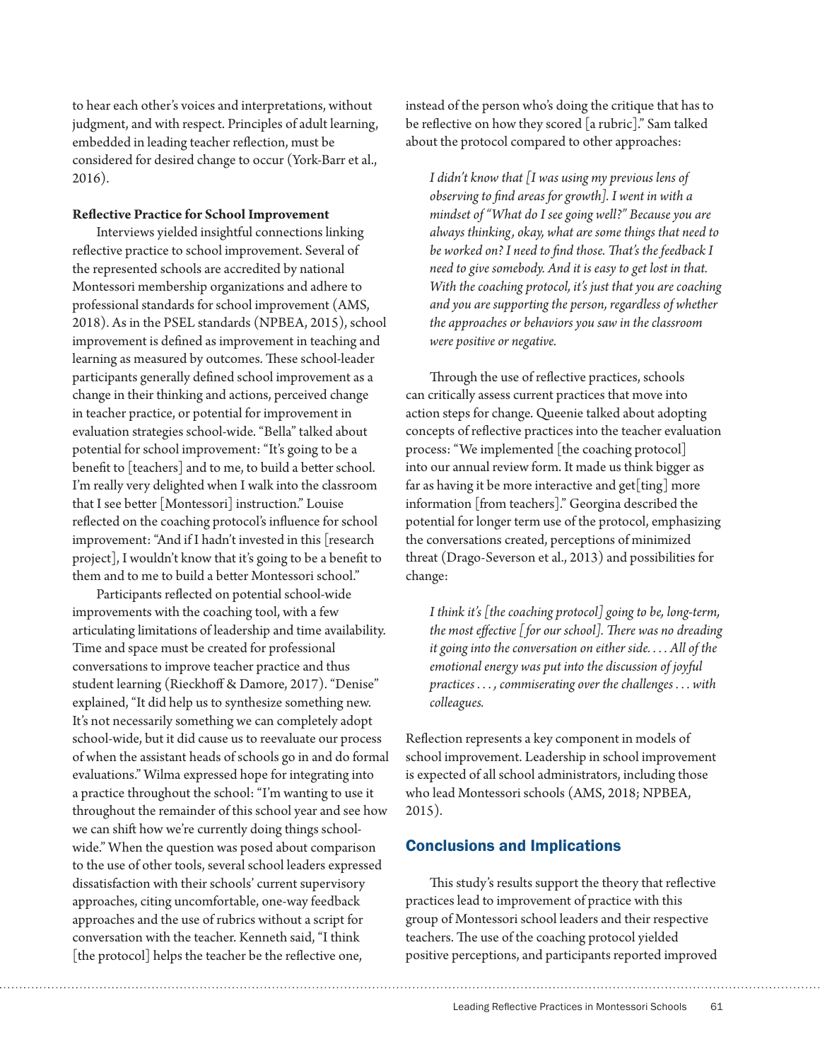to hear each other's voices and interpretations, without judgment, and with respect. Principles of adult learning, embedded in leading teacher reflection, must be considered for desired change to occur (York-Barr et al., 2016).

**Reflective Practice for School Improvement**

Interviews yielded insightful connections linking reflective practice to school improvement. Several of the represented schools are accredited by national Montessori membership organizations and adhere to professional standards for school improvement (AMS, 2018). As in the PSEL standards (NPBEA, 2015), school improvement is defined as improvement in teaching and learning as measured by outcomes. These school-leader participants generally defined school improvement as a change in their thinking and actions, perceived change in teacher practice, or potential for improvement in evaluation strategies school-wide. "Bella" talked about potential for school improvement: "It's going to be a benefit to [teachers] and to me, to build a better school. I'm really very delighted when I walk into the classroom that I see better [Montessori] instruction." Louise reflected on the coaching protocol's influence for school improvement: "And if I hadn't invested in this [research project], I wouldn't know that it's going to be a benefit to them and to me to build a better Montessori school."

Participants reflected on potential school-wide improvements with the coaching tool, with a few articulating limitations of leadership and time availability. Time and space must be created for professional conversations to improve teacher practice and thus student learning (Rieckhoff & Damore, 2017). "Denise" explained, "It did help us to synthesize something new. It's not necessarily something we can completely adopt school-wide, but it did cause us to reevaluate our process of when the assistant heads of schools go in and do formal evaluations." Wilma expressed hope for integrating into a practice throughout the school: "I'm wanting to use it throughout the remainder of this school year and see how we can shift how we're currently doing things school-wide." When the question was posed about comparison to the use of other tools, several school leaders expressed dissatisfaction with their schools' current supervisory approaches, citing uncomfortable, one-way feedback approaches and the use of rubrics without a script for conversation with the teacher. Kenneth said, "I think [the protocol] helps the teacher be the reflective one, instead of the person who's doing the critique that has to be reflective on how they scored [a rubric]." Sam talked about the protocol compared to other approaches:

> *I didn't know that [I was using my previous lens of observing to find areas for growth]. I went in with a mindset of "What do I see going well?" Because you are always thinking, okay, what are some things that need to be worked on? I need to find those. That's the feedback I need to give somebody. And it is easy to get lost in that. With the coaching protocol, it's just that you are coaching and you are supporting the person, regardless of whether the approaches or behaviors you saw in the classroom were positive or negative.*

Through the use of reflective practices, schools can critically assess current practices that move into action steps for change. Queenie talked about adopting concepts of reflective practices into the teacher evaluation process: "We implemented [the coaching protocol] into our annual review form. It made us think bigger as far as having it be more interactive and get[ting] more information [from teachers]." Georgina described the potential for longer term use of the protocol, emphasizing the conversations created, perceptions of minimized threat (Drago-Severson et al., 2013) and possibilities for change:

> *I think it's [the coaching protocol] going to be, long-term, the most effective [for our school]. There was no dreading it going into the conversation on either side. . . . All of the emotional energy was put into the discussion of joyful practices . . . , commiserating over the challenges . . . with colleagues.*

Reflection represents a key component in models of school improvement. Leadership in school improvement is expected of all school administrators, including those who lead Montessori schools (AMS, 2018; NPBEA, 2015).

## Conclusions and Implications

This study's results support the theory that reflective practices lead to improvement of practice with this group of Montessori school leaders and their respective teachers. The use of the coaching protocol yielded positive perceptions, and participants reported improved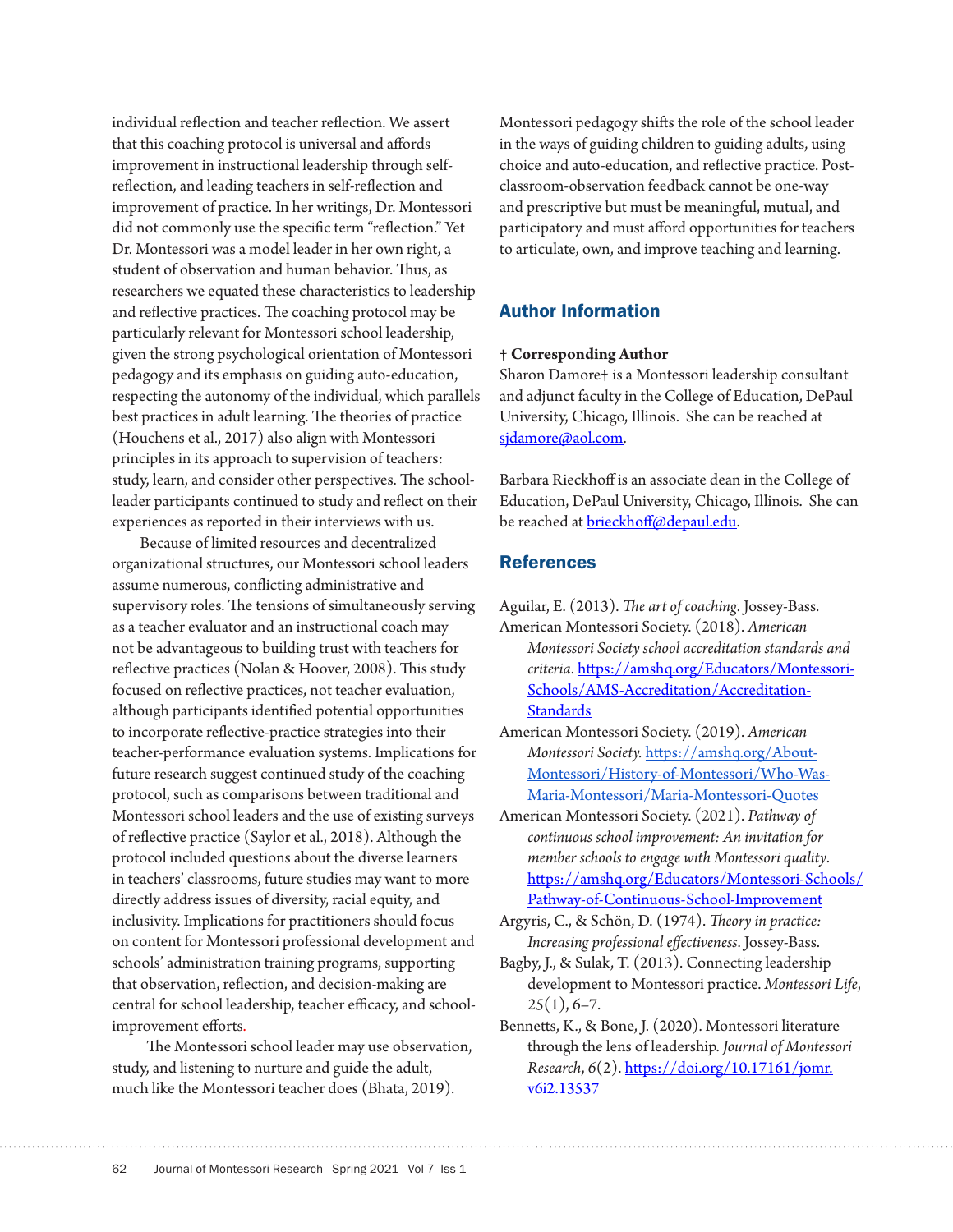individual reflection and teacher reflection. We assert that this coaching protocol is universal and affords improvement in instructional leadership through self-reflection, and leading teachers in self-reflection and improvement of practice. In her writings, Dr. Montessori did not commonly use the specific term "reflection." Yet Dr. Montessori was a model leader in her own right, a student of observation and human behavior. Thus, as researchers we equated these characteristics to leadership and reflective practices. The coaching protocol may be particularly relevant for Montessori school leadership, given the strong psychological orientation of Montessori pedagogy and its emphasis on guiding auto-education, respecting the autonomy of the individual, which parallels best practices in adult learning. The theories of practice (Houchens et al., 2017) also align with Montessori principles in its approach to supervision of teachers: study, learn, and consider other perspectives. The school-leader participants continued to study and reflect on their experiences as reported in their interviews with us.

Because of limited resources and decentralized organizational structures, our Montessori school leaders assume numerous, conflicting administrative and supervisory roles. The tensions of simultaneously serving as a teacher evaluator and an instructional coach may not be advantageous to building trust with teachers for reflective practices (Nolan & Hoover, 2008). This study focused on reflective practices, not teacher evaluation, although participants identified potential opportunities to incorporate reflective-practice strategies into their teacher-performance evaluation systems. Implications for future research suggest continued study of the coaching protocol, such as comparisons between traditional and Montessori school leaders and the use of existing surveys of reflective practice (Saylor et al., 2018). Although the protocol included questions about the diverse learners in teachers' classrooms, future studies may want to more directly address issues of diversity, racial equity, and inclusivity. Implications for practitioners should focus on content for Montessori professional development and schools' administration training programs, supporting that observation, reflection, and decision-making are central for school leadership, teacher efficacy, and school-improvement efforts.

The Montessori school leader may use observation, study, and listening to nurture and guide the adult, much like the Montessori teacher does (Bhata, 2019). Montessori pedagogy shifts the role of the school leader in the ways of guiding children to guiding adults, using choice and auto-education, and reflective practice. Post-classroom-observation feedback cannot be one-way and prescriptive but must be meaningful, mutual, and participatory and must afford opportunities for teachers to articulate, own, and improve teaching and learning.

## Author Information

† **Corresponding Author**
Sharon Damore† is a Montessori leadership consultant and adjunct faculty in the College of Education, DePaul University, Chicago, Illinois. She can be reached at sjdamore@aol.com.

Barbara Rieckhoff is an associate dean in the College of Education, DePaul University, Chicago, Illinois. She can be reached at brieckhoff@depaul.edu.

## References

Aguilar, E. (2013). *The art of coaching*. Jossey-Bass.

American Montessori Society. (2018). *American Montessori Society school accreditation standards and criteria*. https://amshq.org/Educators/Montessori-Schools/AMS-Accreditation/Accreditation-Standards

American Montessori Society. (2019). *American Montessori Society.* https://amshq.org/About-Montessori/History-of-Montessori/Who-Was-Maria-Montessori/Maria-Montessori-Quotes

American Montessori Society. (2021). *Pathway of continuous school improvement: An invitation for member schools to engage with Montessori quality*. https://amshq.org/Educators/Montessori-Schools/Pathway-of-Continuous-School-Improvement

Argyris, C., & Schön, D. (1974). *Theory in practice: Increasing professional effectiveness*. Jossey-Bass.

Bagby, J., & Sulak, T. (2013). Connecting leadership development to Montessori practice. *Montessori Life*, *25*(1), 6–7.

Bennetts, K., & Bone, J. (2020). Montessori literature through the lens of leadership. *Journal of Montessori Research*, *6*(2). https://doi.org/10.17161/jomr.v6i2.13537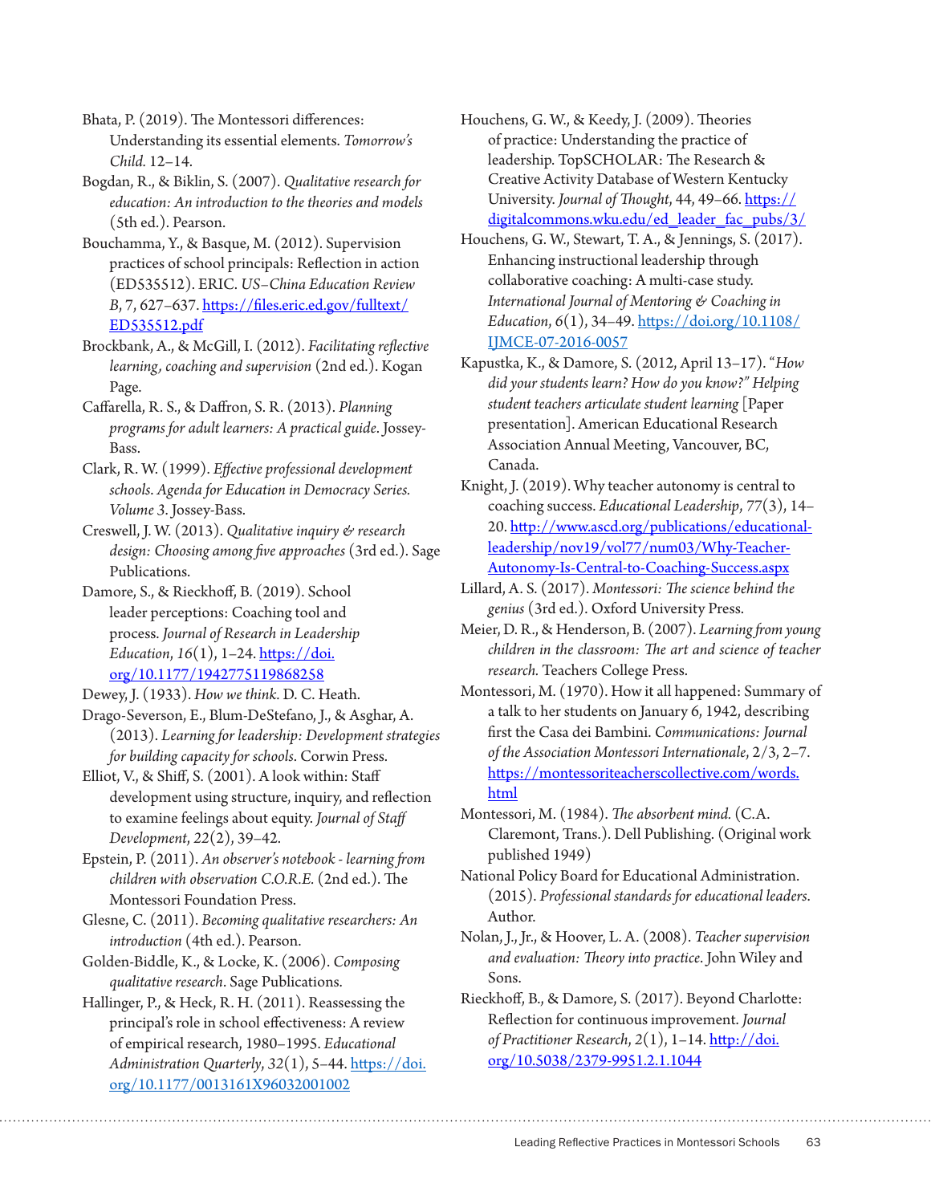Bhata, P. (2019). The Montessori differences: Understanding its essential elements. *Tomorrow's Child.* 12–14.

Bogdan, R., & Biklin, S. (2007). *Qualitative research for education: An introduction to the theories and models* (5th ed.). Pearson.

Bouchamma, Y., & Basque, M. (2012). Supervision practices of school principals: Reflection in action (ED535512). ERIC. *US–China Education Review B*, 7, 627–637. https://files.eric.ed.gov/fulltext/ED535512.pdf

Brockbank, A., & McGill, I. (2012). *Facilitating reflective learning, coaching and supervision* (2nd ed.). Kogan Page.

Caffarella, R. S., & Daffron, S. R. (2013). *Planning programs for adult learners: A practical guide.* Jossey-Bass.

Clark, R. W. (1999). *Effective professional development schools. Agenda for Education in Democracy Series. Volume 3.* Jossey-Bass.

Creswell, J. W. (2013). *Qualitative inquiry & research design: Choosing among five approaches* (3rd ed.). Sage Publications.

Damore, S., & Rieckhoff, B. (2019). School leader perceptions: Coaching tool and process. *Journal of Research in Leadership Education*, *16*(1), 1–24. https://doi.org/10.1177/1942775119868258

Dewey, J. (1933). *How we think.* D. C. Heath.

Drago-Severson, E., Blum-DeStefano, J., & Asghar, A. (2013). *Learning for leadership: Development strategies for building capacity for schools.* Corwin Press.

Elliot, V., & Shiff, S. (2001). A look within: Staff development using structure, inquiry, and reflection to examine feelings about equity. *Journal of Staff Development*, *22*(2), 39–42.

Epstein, P. (2011). *An observer's notebook - learning from children with observation C.O.R.E.* (2nd ed.). The Montessori Foundation Press.

Glesne, C. (2011). *Becoming qualitative researchers: An introduction* (4th ed.). Pearson.

Golden-Biddle, K., & Locke, K. (2006). *Composing qualitative research.* Sage Publications.

Hallinger, P., & Heck, R. H. (2011). Reassessing the principal's role in school effectiveness: A review of empirical research, 1980–1995. *Educational Administration Quarterly*, *32*(1), 5–44. https://doi.org/10.1177/0013161X96032001002

Houchens, G. W., & Keedy, J. (2009). Theories of practice: Understanding the practice of leadership. TopSCHOLAR: The Research & Creative Activity Database of Western Kentucky University. *Journal of Thought*, 44, 49–66. https://digitalcommons.wku.edu/ed_leader_fac_pubs/3/

Houchens, G. W., Stewart, T. A., & Jennings, S. (2017). Enhancing instructional leadership through collaborative coaching: A multi-case study. *International Journal of Mentoring & Coaching in Education*, 6(1), 34–49. https://doi.org/10.1108/IJMCE-07-2016-0057

Kapustka, K., & Damore, S. (2012, April 13–17). *"How did your students learn? How do you know?" Helping student teachers articulate student learning* [Paper presentation]. American Educational Research Association Annual Meeting, Vancouver, BC, Canada.

Knight, J. (2019). Why teacher autonomy is central to coaching success. *Educational Leadership*, *77*(3), 14–20. http://www.ascd.org/publications/educational-leadership/nov19/vol77/num03/Why-Teacher-Autonomy-Is-Central-to-Coaching-Success.aspx

Lillard, A. S. (2017). *Montessori: The science behind the genius* (3rd ed.). Oxford University Press.

Meier, D. R., & Henderson, B. (2007). *Learning from young children in the classroom: The art and science of teacher research.* Teachers College Press.

Montessori, M. (1970). How it all happened: Summary of a talk to her students on January 6, 1942, describing first the Casa dei Bambini. *Communications: Journal of the Association Montessori Internationale*, 2/3, 2–7. https://montessoriteacherscollective.com/words.html

Montessori, M. (1984). *The absorbent mind.* (C.A. Claremont, Trans.). Dell Publishing. (Original work published 1949)

National Policy Board for Educational Administration. (2015). *Professional standards for educational leaders.* Author.

Nolan, J., Jr., & Hoover, L. A. (2008). *Teacher supervision and evaluation: Theory into practice.* John Wiley and Sons.

Rieckhoff, B., & Damore, S. (2017). Beyond Charlotte: Reflection for continuous improvement. *Journal of Practitioner Research*, *2*(1), 1–14. http://doi.org/10.5038/2379-9951.2.1.1044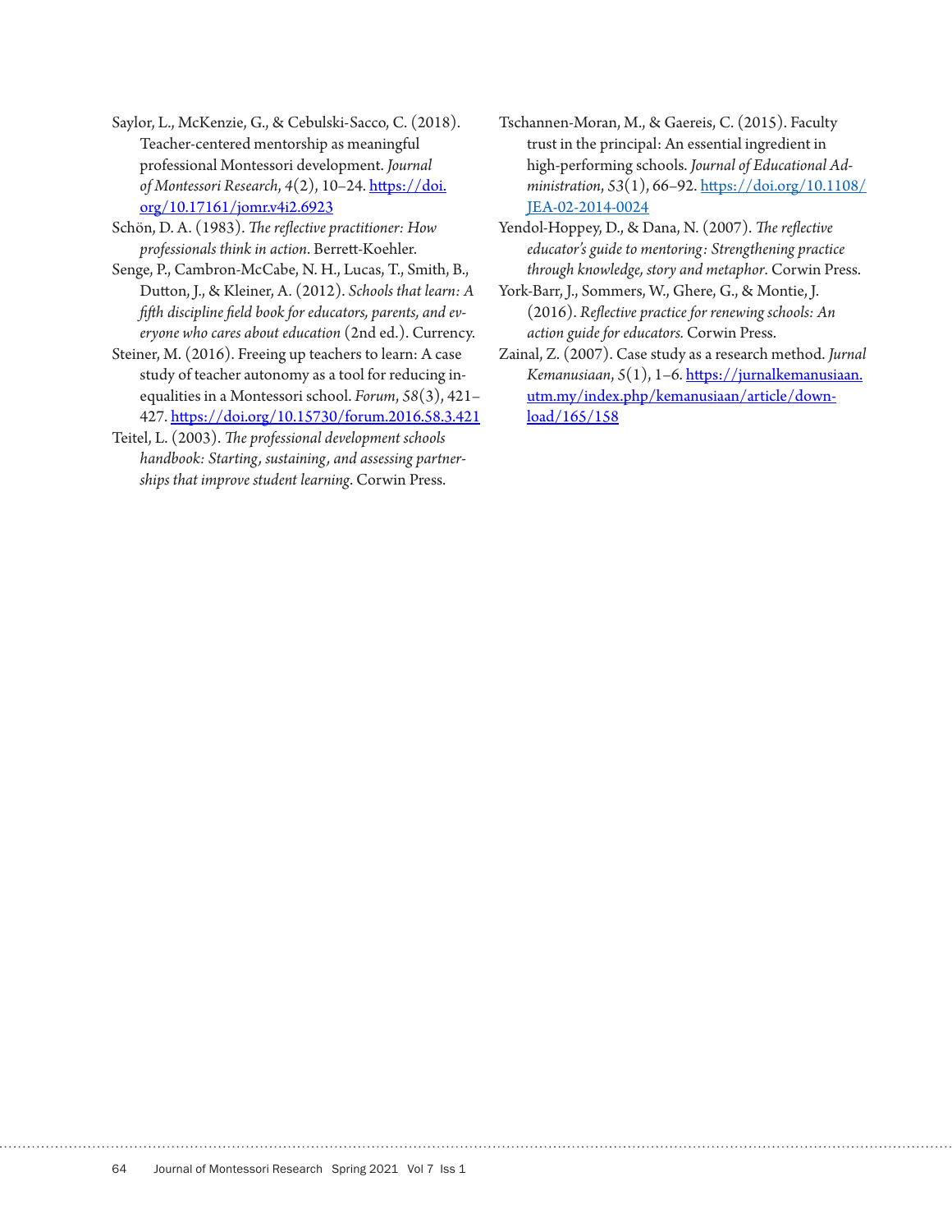Saylor, L., McKenzie, G., & Cebulski-Sacco, C. (2018). Teacher-centered mentorship as meaningful professional Montessori development. *Journal of Montessori Research*, *4*(2), 10–24. https://doi.org/10.17161/jomr.v4i2.6923

Schön, D. A. (1983). *The reflective practitioner: How professionals think in action*. Berrett-Koehler.

Senge, P., Cambron-McCabe, N. H., Lucas, T., Smith, B., Dutton, J., & Kleiner, A. (2012). *Schools that learn: A fifth discipline field book for educators, parents, and everyone who cares about education* (2nd ed.). Currency.

Steiner, M. (2016). Freeing up teachers to learn: A case study of teacher autonomy as a tool for reducing inequalities in a Montessori school. *Forum*, *58*(3), 421–427. https://doi.org/10.15730/forum.2016.58.3.421

Teitel, L. (2003). *The professional development schools handbook: Starting, sustaining, and assessing partnerships that improve student learning*. Corwin Press.

Tschannen-Moran, M., & Gaereis, C. (2015). Faculty trust in the principal: An essential ingredient in high-performing schools. *Journal of Educational Administration*, *53*(1), 66–92. https://doi.org/10.1108/JEA-02-2014-0024

Yendol-Hoppey, D., & Dana, N. (2007). *The reflective educator's guide to mentoring: Strengthening practice through knowledge, story and metaphor*. Corwin Press.

York-Barr, J., Sommers, W., Ghere, G., & Montie, J. (2016). *Reflective practice for renewing schools: An action guide for educators.* Corwin Press.

Zainal, Z. (2007). Case study as a research method. *Jurnal Kemanusiaan*, *5*(1), 1–6. https://jurnalkemanusiaan.utm.my/index.php/kemanusiaan/article/download/165/158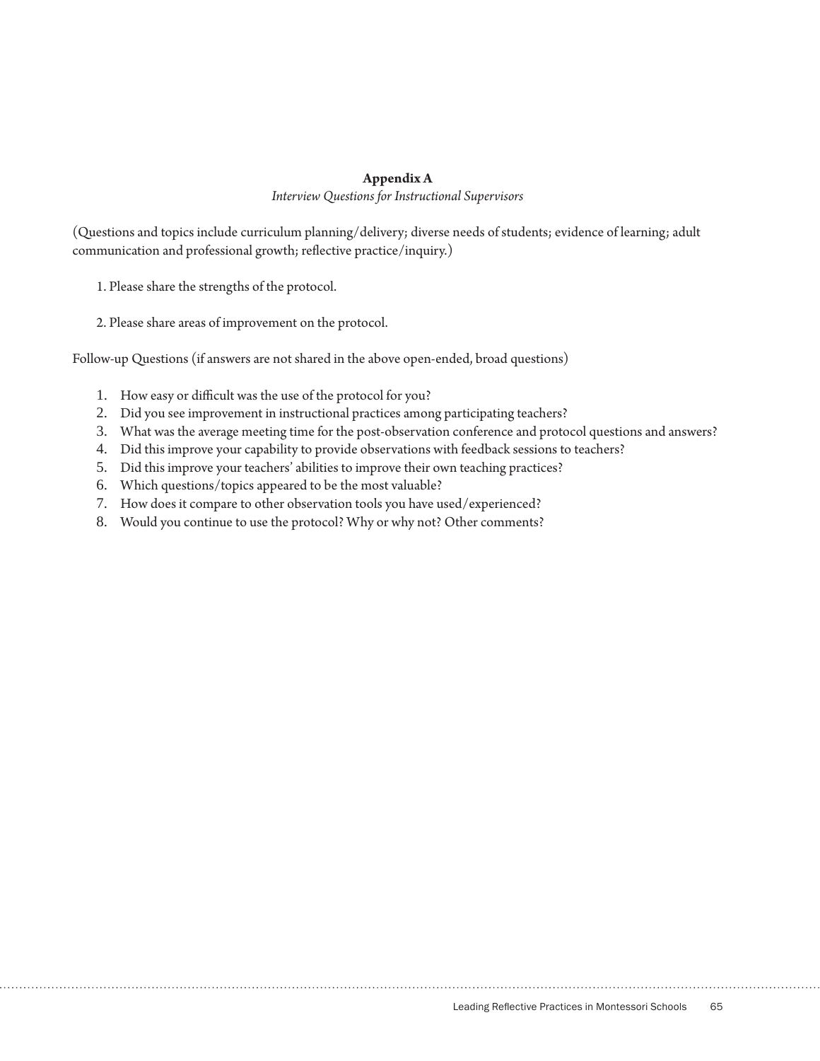## Appendix A

*Interview Questions for Instructional Supervisors*

(Questions and topics include curriculum planning/delivery; diverse needs of students; evidence of learning; adult communication and professional growth; reflective practice/inquiry.)

1. Please share the strengths of the protocol.

2. Please share areas of improvement on the protocol.

Follow-up Questions (if answers are not shared in the above open-ended, broad questions)

1. How easy or difficult was the use of the protocol for you?
2. Did you see improvement in instructional practices among participating teachers?
3. What was the average meeting time for the post-observation conference and protocol questions and answers?
4. Did this improve your capability to provide observations with feedback sessions to teachers?
5. Did this improve your teachers' abilities to improve their own teaching practices?
6. Which questions/topics appeared to be the most valuable?
7. How does it compare to other observation tools you have used/experienced?
8. Would you continue to use the protocol? Why or why not? Other comments?